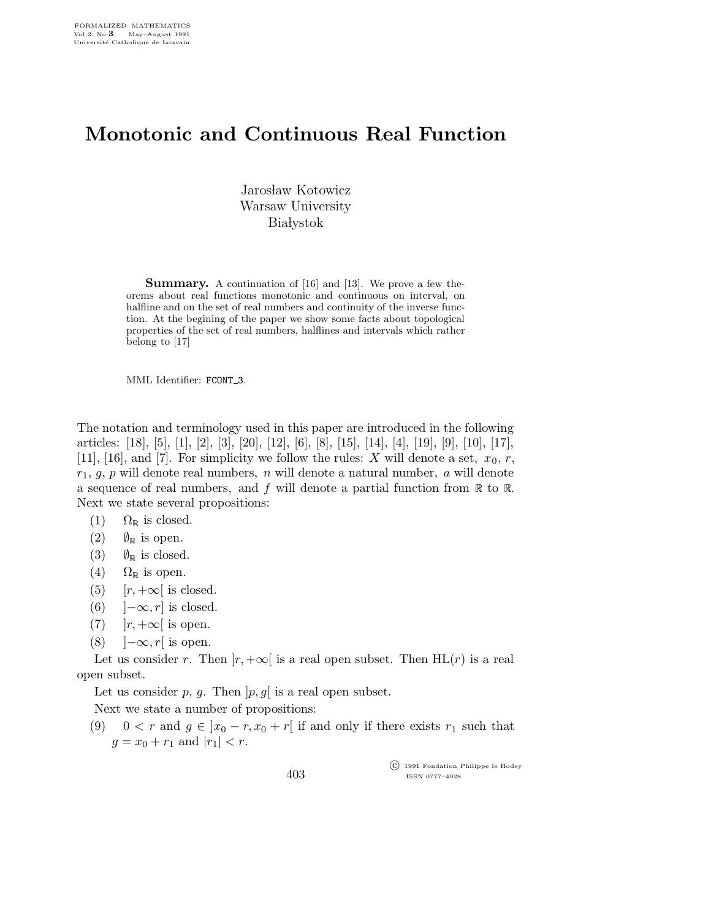# Monotonic and Continuous Real Function

Jarosław Kotowicz
Warsaw University
Białystok

**Summary.** A continuation of [16] and [13]. We prove a few theorems about real functions monotonic and continuous on interval, on halfline and on the set of real numbers and continuity of the inverse function. At the begining of the paper we show some facts about topological properties of the set of real numbers, halflines and intervals which rather belong to [17]

MML Identifier: FCONT_3.

The notation and terminology used in this paper are introduced in the following articles: [18], [5], [1], [2], [3], [20], [12], [6], [8], [15], [14], [4], [19], [9], [10], [17], [11], [16], and [7]. For simplicity we follow the rules: $X$ will denote a set, $x_0$, $r$, $r_1$, $g$, $p$ will denote real numbers, $n$ will denote a natural number, $a$ will denote a sequence of real numbers, and $f$ will denote a partial function from $\mathbb{R}$ to $\mathbb{R}$. Next we state several propositions:

(1) $\Omega_{\mathbb{R}}$ is closed.

(2) $\emptyset_{\mathbb{R}}$ is open.

(3) $\emptyset_{\mathbb{R}}$ is closed.

(4) $\Omega_{\mathbb{R}}$ is open.

(5) $[r, +\infty[$ is closed.

(6) $]-\infty, r]$ is closed.

(7) $]r, +\infty[$ is open.

(8) $]-\infty, r[$ is open.

Let us consider $r$. Then $]r, +\infty[$ is a real open subset. Then $\mathrm{HL}(r)$ is a real open subset.

Let us consider $p$, $g$. Then $]p, g[$ is a real open subset.

Next we state a number of propositions:

(9) $0 < r$ and $g \in ]x_0 - r, x_0 + r[$ if and only if there exists $r_1$ such that $g = x_0 + r_1$ and $|r_1| < r$.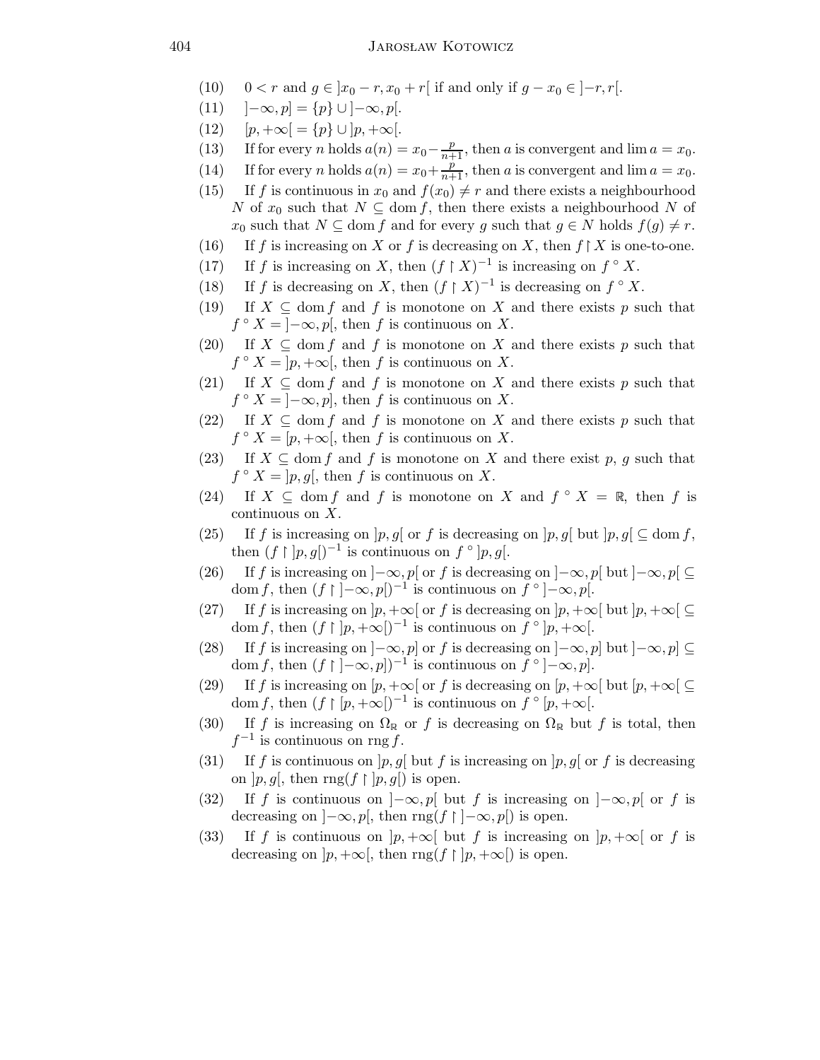(10) $0 < r$ and $g \in ]x_0 - r, x_0 + r[$ if and only if $g - x_0 \in ]-r, r[$.

(11) $]-\infty, p] = \{p\} \cup ]-\infty, p[$.

(12) $[p, +\infty[ = \{p\} \cup ]p, +\infty[$.

(13) If for every $n$ holds $a(n) = x_0 - \frac{p}{n+1}$, then $a$ is convergent and $\lim a = x_0$.

(14) If for every $n$ holds $a(n) = x_0 + \frac{p}{n+1}$, then $a$ is convergent and $\lim a = x_0$.

(15) If $f$ is continuous in $x_0$ and $f(x_0) \neq r$ and there exists a neighbourhood $N$ of $x_0$ such that $N \subseteq \operatorname{dom} f$, then there exists a neighbourhood $N$ of $x_0$ such that $N \subseteq \operatorname{dom} f$ and for every $g$ such that $g \in N$ holds $f(g) \neq r$.

(16) If $f$ is increasing on $X$ or $f$ is decreasing on $X$, then $f \restriction X$ is one-to-one.

(17) If $f$ is increasing on $X$, then $(f \restriction X)^{-1}$ is increasing on $f \circ X$.

(18) If $f$ is decreasing on $X$, then $(f \restriction X)^{-1}$ is decreasing on $f \circ X$.

(19) If $X \subseteq \operatorname{dom} f$ and $f$ is monotone on $X$ and there exists $p$ such that $f \circ X = ]-\infty, p[$, then $f$ is continuous on $X$.

(20) If $X \subseteq \operatorname{dom} f$ and $f$ is monotone on $X$ and there exists $p$ such that $f \circ X = ]p, +\infty[$, then $f$ is continuous on $X$.

(21) If $X \subseteq \operatorname{dom} f$ and $f$ is monotone on $X$ and there exists $p$ such that $f \circ X = ]-\infty, p]$, then $f$ is continuous on $X$.

(22) If $X \subseteq \operatorname{dom} f$ and $f$ is monotone on $X$ and there exists $p$ such that $f \circ X = [p, +\infty[$, then $f$ is continuous on $X$.

(23) If $X \subseteq \operatorname{dom} f$ and $f$ is monotone on $X$ and there exist $p$, $g$ such that $f \circ X = ]p, g[$, then $f$ is continuous on $X$.

(24) If $X \subseteq \operatorname{dom} f$ and $f$ is monotone on $X$ and $f \circ X = \mathbb{R}$, then $f$ is continuous on $X$.

(25) If $f$ is increasing on $]p, g[$ or $f$ is decreasing on $]p, g[$ but $]p, g[ \subseteq \operatorname{dom} f$, then $(f \restriction ]p, g[)^{-1}$ is continuous on $f \circ ]p, g[$.

(26) If $f$ is increasing on $]-\infty, p[$ or $f$ is decreasing on $]-\infty, p[$ but $]-\infty, p[ \subseteq \operatorname{dom} f$, then $(f \restriction ]-\infty, p[)^{-1}$ is continuous on $f \circ ]-\infty, p[$.

(27) If $f$ is increasing on $]p, +\infty[$ or $f$ is decreasing on $]p, +\infty[$ but $]p, +\infty[ \subseteq \operatorname{dom} f$, then $(f \restriction ]p, +\infty[)^{-1}$ is continuous on $f \circ ]p, +\infty[$.

(28) If $f$ is increasing on $]-\infty, p]$ or $f$ is decreasing on $]-\infty, p]$ but $]-\infty, p] \subseteq \operatorname{dom} f$, then $(f \restriction ]-\infty, p])^{-1}$ is continuous on $f \circ ]-\infty, p]$.

(29) If $f$ is increasing on $[p, +\infty[$ or $f$ is decreasing on $[p, +\infty[$ but $[p, +\infty[ \subseteq \operatorname{dom} f$, then $(f \restriction [p, +\infty[)^{-1}$ is continuous on $f \circ [p, +\infty[$.

(30) If $f$ is increasing on $\Omega_{\mathbb{R}}$ or $f$ is decreasing on $\Omega_{\mathbb{R}}$ but $f$ is total, then $f^{-1}$ is continuous on $\operatorname{rng} f$.

(31) If $f$ is continuous on $]p, g[$ but $f$ is increasing on $]p, g[$ or $f$ is decreasing on $]p, g[$, then $\operatorname{rng}(f \restriction ]p, g[)$ is open.

(32) If $f$ is continuous on $]-\infty, p[$ but $f$ is increasing on $]-\infty, p[$ or $f$ is decreasing on $]-\infty, p[$, then $\operatorname{rng}(f \restriction ]-\infty, p[)$ is open.

(33) If $f$ is continuous on $]p, +\infty[$ but $f$ is increasing on $]p, +\infty[$ or $f$ is decreasing on $]p, +\infty[$, then $\operatorname{rng}(f \restriction ]p, +\infty[)$ is open.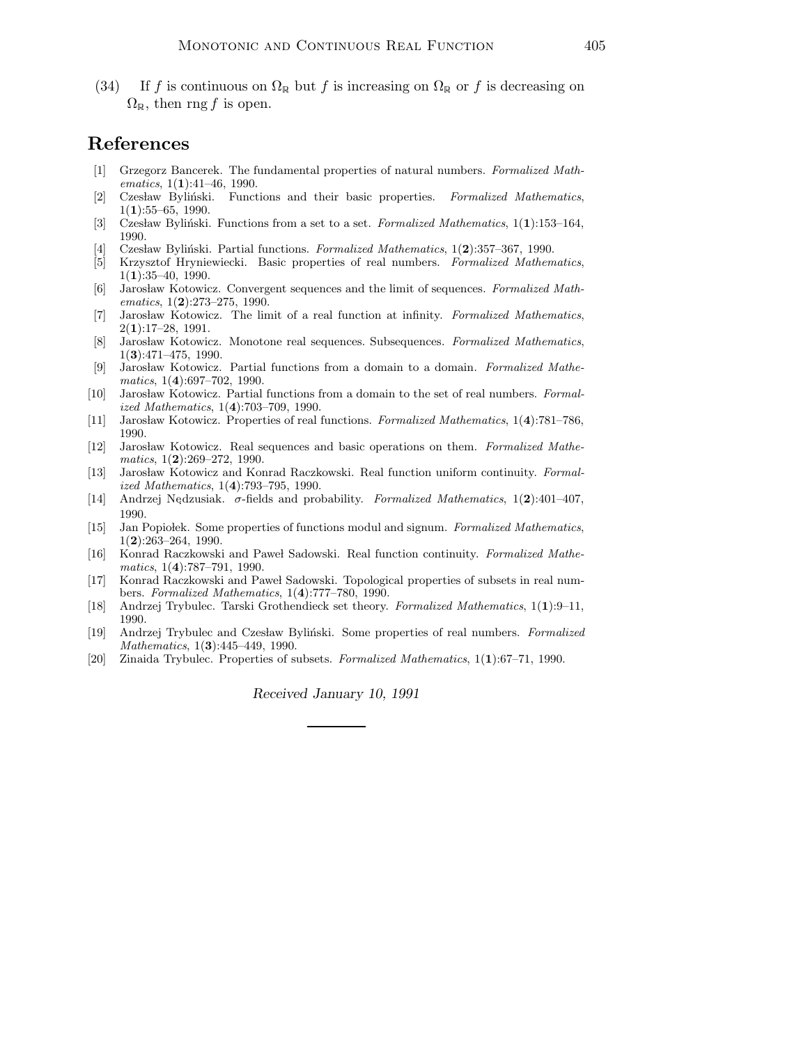(34) If $f$ is continuous on $\Omega_{\mathbb{R}}$ but $f$ is increasing on $\Omega_{\mathbb{R}}$ or $f$ is decreasing on $\Omega_{\mathbb{R}}$, then $\operatorname{rng} f$ is open.

## References

[1] Grzegorz Bancerek. The fundamental properties of natural numbers. *Formalized Mathematics*, 1(**1**):41–46, 1990.

[2] Czesław Byliński. Functions and their basic properties. *Formalized Mathematics*, 1(**1**):55–65, 1990.

[3] Czesław Byliński. Functions from a set to a set. *Formalized Mathematics*, 1(**1**):153–164, 1990.

[4] Czesław Byliński. Partial functions. *Formalized Mathematics*, 1(**2**):357–367, 1990.

[5] Krzysztof Hryniewiecki. Basic properties of real numbers. *Formalized Mathematics*, 1(**1**):35–40, 1990.

[6] Jarosław Kotowicz. Convergent sequences and the limit of sequences. *Formalized Mathematics*, 1(**2**):273–275, 1990.

[7] Jarosław Kotowicz. The limit of a real function at infinity. *Formalized Mathematics*, 2(**1**):17–28, 1991.

[8] Jarosław Kotowicz. Monotone real sequences. Subsequences. *Formalized Mathematics*, 1(**3**):471–475, 1990.

[9] Jarosław Kotowicz. Partial functions from a domain to a domain. *Formalized Mathematics*, 1(**4**):697–702, 1990.

[10] Jarosław Kotowicz. Partial functions from a domain to the set of real numbers. *Formalized Mathematics*, 1(**4**):703–709, 1990.

[11] Jarosław Kotowicz. Properties of real functions. *Formalized Mathematics*, 1(**4**):781–786, 1990.

[12] Jarosław Kotowicz. Real sequences and basic operations on them. *Formalized Mathematics*, 1(**2**):269–272, 1990.

[13] Jarosław Kotowicz and Konrad Raczkowski. Real function uniform continuity. *Formalized Mathematics*, 1(**4**):793–795, 1990.

[14] Andrzej Nędzusiak. $\sigma$-fields and probability. *Formalized Mathematics*, 1(**2**):401–407, 1990.

[15] Jan Popiołek. Some properties of functions modul and signum. *Formalized Mathematics*, 1(**2**):263–264, 1990.

[16] Konrad Raczkowski and Paweł Sadowski. Real function continuity. *Formalized Mathematics*, 1(**4**):787–791, 1990.

[17] Konrad Raczkowski and Paweł Sadowski. Topological properties of subsets in real numbers. *Formalized Mathematics*, 1(**4**):777–780, 1990.

[18] Andrzej Trybulec. Tarski Grothendieck set theory. *Formalized Mathematics*, 1(**1**):9–11, 1990.

[19] Andrzej Trybulec and Czesław Byliński. Some properties of real numbers. *Formalized Mathematics*, 1(**3**):445–449, 1990.

[20] Zinaida Trybulec. Properties of subsets. *Formalized Mathematics*, 1(**1**):67–71, 1990.

*Received January 10, 1991*